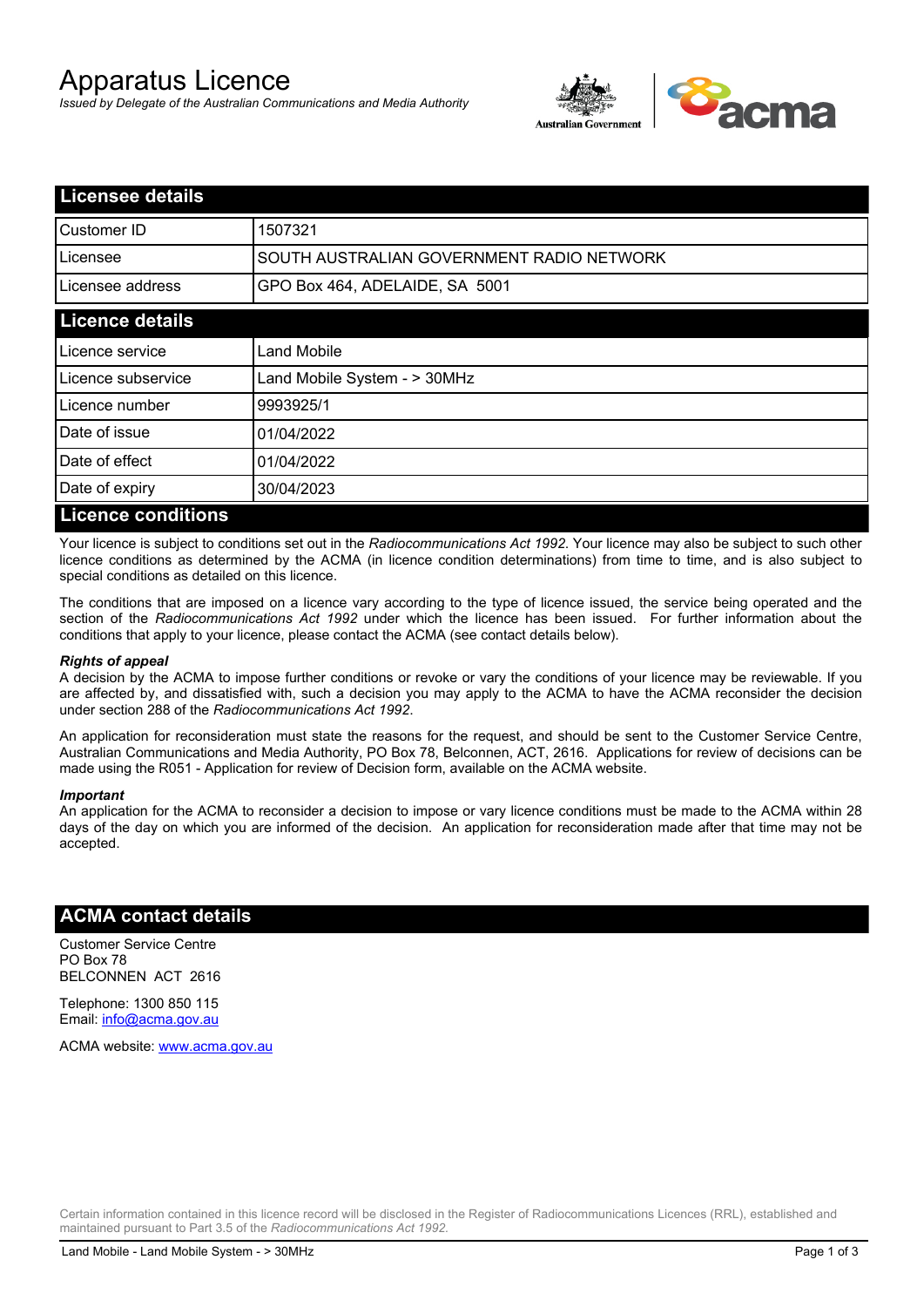# Apparatus Licence

*Issued by Delegate of the Australian Communications and Media Authority*

## Licensee details

| | |
|---|---|
| Customer ID | 1507321 |
| Licensee | SOUTH AUSTRALIAN GOVERNMENT RADIO NETWORK |
| Licensee address | GPO Box 464, ADELAIDE, SA 5001 |

## Licence details

| | |
|---|---|
| Licence service | Land Mobile |
| Licence subservice | Land Mobile System - > 30MHz |
| Licence number | 9993925/1 |
| Date of issue | 01/04/2022 |
| Date of effect | 01/04/2022 |
| Date of expiry | 30/04/2023 |

## Licence conditions

Your licence is subject to conditions set out in the *Radiocommunications Act 1992*. Your licence may also be subject to such other licence conditions as determined by the ACMA (in licence condition determinations) from time to time, and is also subject to special conditions as detailed on this licence.

The conditions that are imposed on a licence vary according to the type of licence issued, the service being operated and the section of the *Radiocommunications Act 1992* under which the licence has been issued. For further information about the conditions that apply to your licence, please contact the ACMA (see contact details below).

#### *Rights of appeal*

A decision by the ACMA to impose further conditions or revoke or vary the conditions of your licence may be reviewable. If you are affected by, and dissatisfied with, such a decision you may apply to the ACMA to have the ACMA reconsider the decision under section 288 of the *Radiocommunications Act 1992*.

An application for reconsideration must state the reasons for the request, and should be sent to the Customer Service Centre, Australian Communications and Media Authority, PO Box 78, Belconnen, ACT, 2616. Applications for review of decisions can be made using the R051 - Application for review of Decision form, available on the ACMA website.

#### *Important*

An application for the ACMA to reconsider a decision to impose or vary licence conditions must be made to the ACMA within 28 days of the day on which you are informed of the decision. An application for reconsideration made after that time may not be accepted.

## ACMA contact details

Customer Service Centre
PO Box 78
BELCONNEN ACT 2616

Telephone: 1300 850 115
Email: info@acma.gov.au

ACMA website: www.acma.gov.au

Certain information contained in this licence record will be disclosed in the Register of Radiocommunications Licences (RRL), established and maintained pursuant to Part 3.5 of the *Radiocommunications Act 1992.*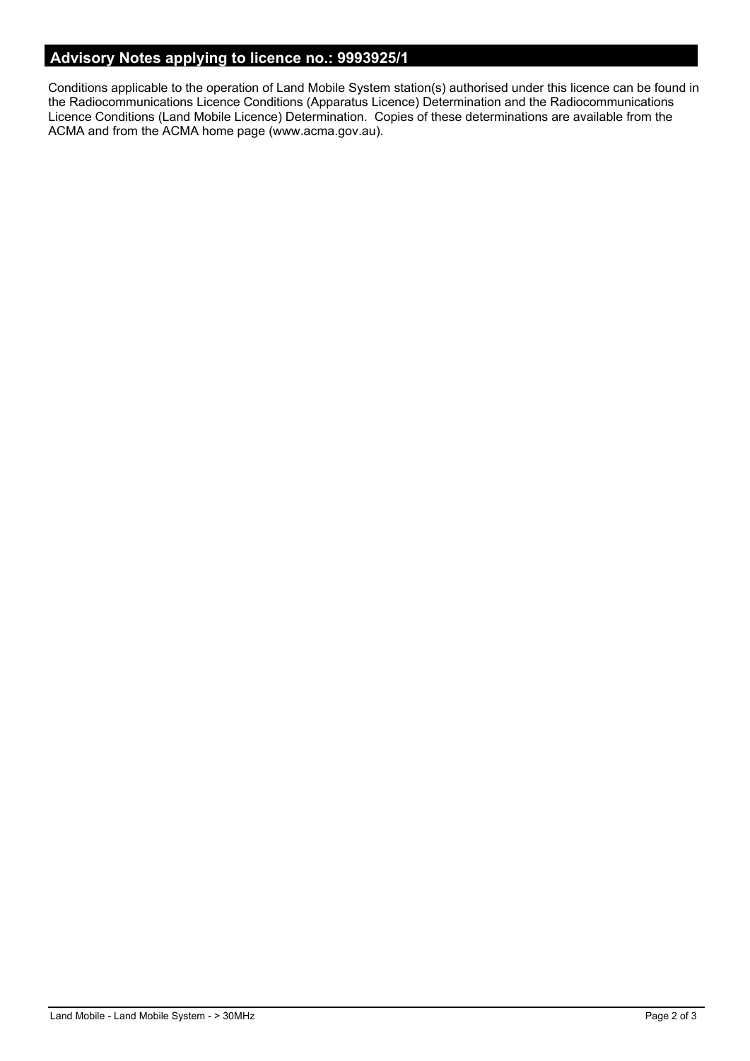## Advisory Notes applying to licence no.: 9993925/1

Conditions applicable to the operation of Land Mobile System station(s) authorised under this licence can be found in the Radiocommunications Licence Conditions (Apparatus Licence) Determination and the Radiocommunications Licence Conditions (Land Mobile Licence) Determination. Copies of these determinations are available from the ACMA and from the ACMA home page (www.acma.gov.au).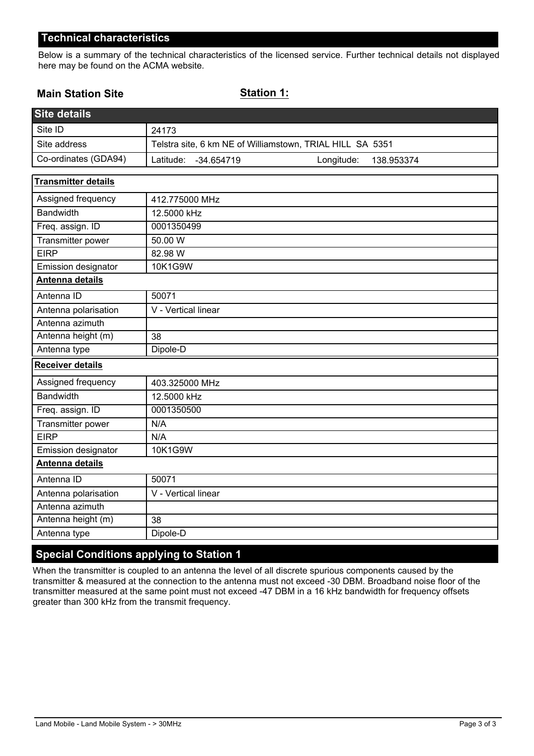## Technical characteristics

Below is a summary of the technical characteristics of the licensed service. Further technical details not displayed here may be found on the ACMA website.

**Main Station Site** **Station 1:**

| Site details | |
|---|---|
| Site ID | 24173 |
| Site address | Telstra site, 6 km NE of Williamstown, TRIAL HILL SA 5351 |
| Co-ordinates (GDA94) | Latitude: -34.654719 Longitude: 138.953374 |

| Transmitter details | |
|---|---|
| Assigned frequency | 412.775000 MHz |
| Bandwidth | 12.5000 kHz |
| Freq. assign. ID | 0001350499 |
| Transmitter power | 50.00 W |
| EIRP | 82.98 W |
| Emission designator | 10K1G9W |
| **Antenna details** | |
| Antenna ID | 50071 |
| Antenna polarisation | V - Vertical linear |
| Antenna azimuth | |
| Antenna height (m) | 38 |
| Antenna type | Dipole-D |

| Receiver details | |
|---|---|
| Assigned frequency | 403.325000 MHz |
| Bandwidth | 12.5000 kHz |
| Freq. assign. ID | 0001350500 |
| Transmitter power | N/A |
| EIRP | N/A |
| Emission designator | 10K1G9W |
| **Antenna details** | |
| Antenna ID | 50071 |
| Antenna polarisation | V - Vertical linear |
| Antenna azimuth | |
| Antenna height (m) | 38 |
| Antenna type | Dipole-D |

## Special Conditions applying to Station 1

When the transmitter is coupled to an antenna the level of all discrete spurious components caused by the transmitter & measured at the connection to the antenna must not exceed -30 DBM. Broadband noise floor of the transmitter measured at the same point must not exceed -47 DBM in a 16 kHz bandwidth for frequency offsets greater than 300 kHz from the transmit frequency.